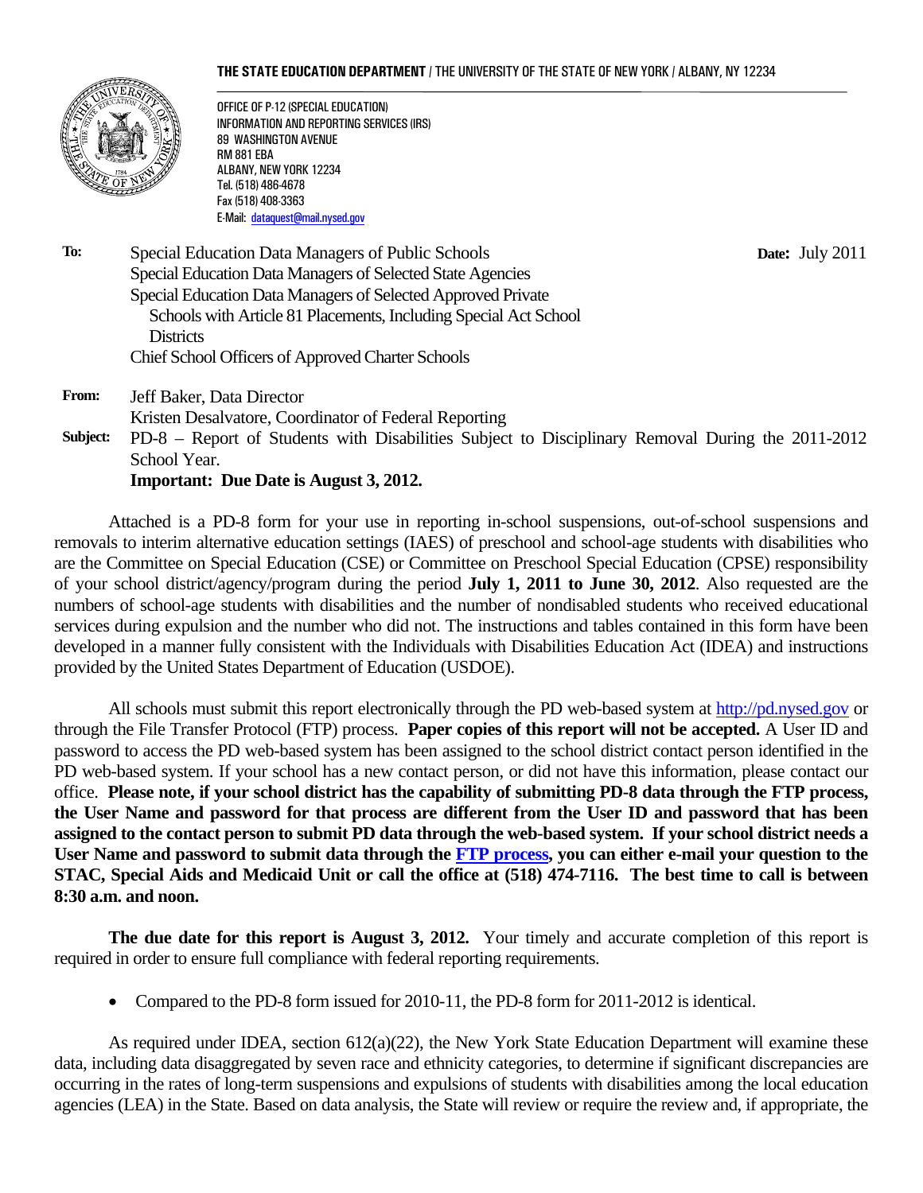**THE STATE EDUCATION DEPARTMENT** / THE UNIVERSITY OF THE STATE OF NEW YORK / ALBANY, NY 12234

OFFICE OF P-12 (SPECIAL EDUCATION)
INFORMATION AND REPORTING SERVICES (IRS)
89 WASHINGTON AVENUE
RM 881 EBA
ALBANY, NEW YORK 12234
Tel. (518) 486-4678
Fax (518) 408-3363
E-Mail: dataquest@mail.nysed.gov

**To:** Special Education Data Managers of Public Schools
Special Education Data Managers of Selected State Agencies
Special Education Data Managers of Selected Approved Private Schools with Article 81 Placements, Including Special Act School Districts
Chief School Officers of Approved Charter Schools

**Date:** July 2011

**From:** Jeff Baker, Data Director
Kristen Desalvatore, Coordinator of Federal Reporting

**Subject:** PD-8 – Report of Students with Disabilities Subject to Disciplinary Removal During the 2011-2012 School Year.
**Important: Due Date is August 3, 2012.**

Attached is a PD-8 form for your use in reporting in-school suspensions, out-of-school suspensions and removals to interim alternative education settings (IAES) of preschool and school-age students with disabilities who are the Committee on Special Education (CSE) or Committee on Preschool Special Education (CPSE) responsibility of your school district/agency/program during the period **July 1, 2011 to June 30, 2012**. Also requested are the numbers of school-age students with disabilities and the number of nondisabled students who received educational services during expulsion and the number who did not. The instructions and tables contained in this form have been developed in a manner fully consistent with the Individuals with Disabilities Education Act (IDEA) and instructions provided by the United States Department of Education (USDOE).

All schools must submit this report electronically through the PD web-based system at http://pd.nysed.gov or through the File Transfer Protocol (FTP) process. **Paper copies of this report will not be accepted.** A User ID and password to access the PD web-based system has been assigned to the school district contact person identified in the PD web-based system. If your school has a new contact person, or did not have this information, please contact our office. **Please note, if your school district has the capability of submitting PD-8 data through the FTP process, the User Name and password for that process are different from the User ID and password that has been assigned to the contact person to submit PD data through the web-based system. If your school district needs a User Name and password to submit data through the FTP process, you can either e-mail your question to the STAC, Special Aids and Medicaid Unit or call the office at (518) 474-7116. The best time to call is between 8:30 a.m. and noon.**

**The due date for this report is August 3, 2012.** Your timely and accurate completion of this report is required in order to ensure full compliance with federal reporting requirements.

- Compared to the PD-8 form issued for 2010-11, the PD-8 form for 2011-2012 is identical.

As required under IDEA, section 612(a)(22), the New York State Education Department will examine these data, including data disaggregated by seven race and ethnicity categories, to determine if significant discrepancies are occurring in the rates of long-term suspensions and expulsions of students with disabilities among the local education agencies (LEA) in the State. Based on data analysis, the State will review or require the review and, if appropriate, the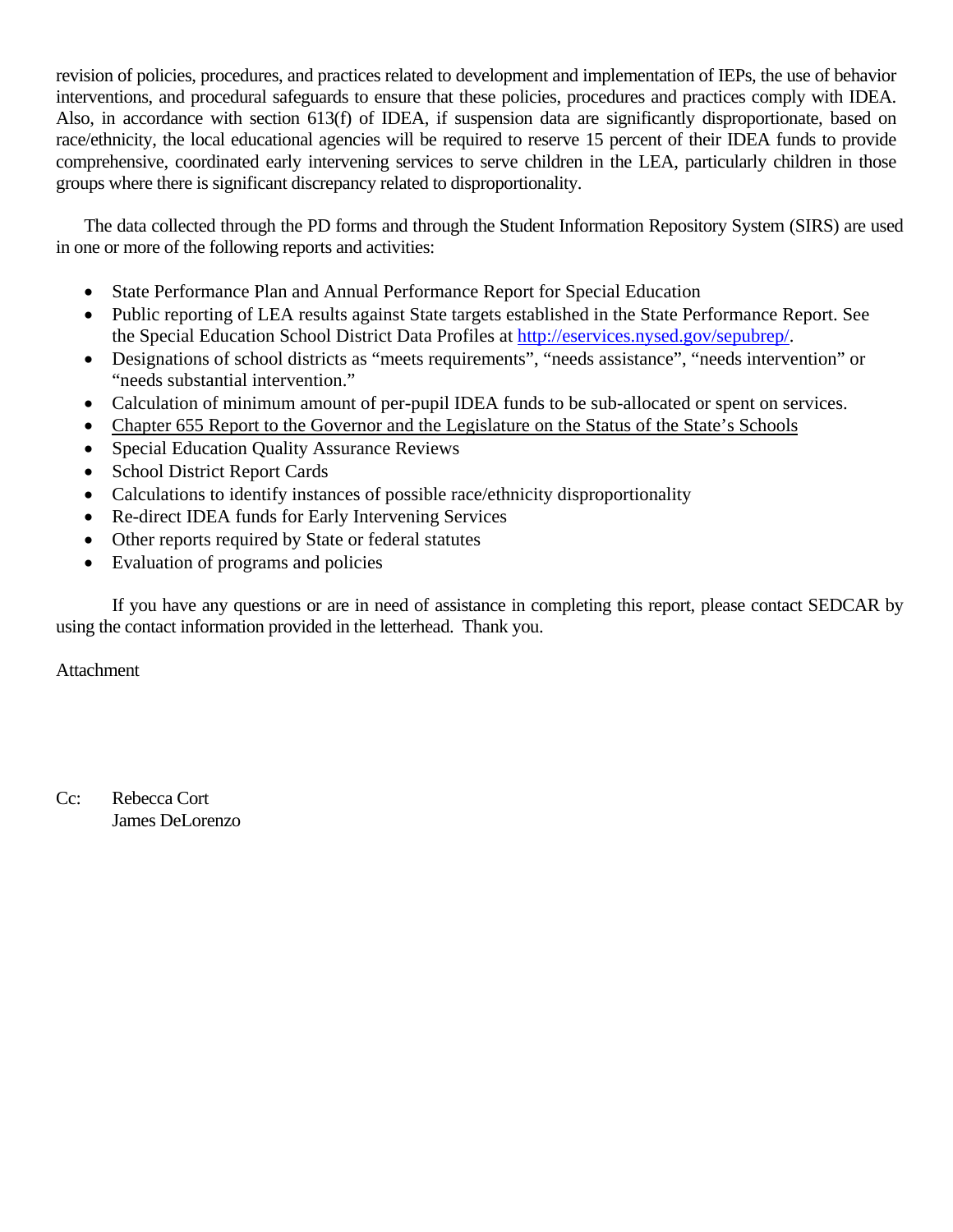revision of policies, procedures, and practices related to development and implementation of IEPs, the use of behavior interventions, and procedural safeguards to ensure that these policies, procedures and practices comply with IDEA. Also, in accordance with section 613(f) of IDEA, if suspension data are significantly disproportionate, based on race/ethnicity, the local educational agencies will be required to reserve 15 percent of their IDEA funds to provide comprehensive, coordinated early intervening services to serve children in the LEA, particularly children in those groups where there is significant discrepancy related to disproportionality.

The data collected through the PD forms and through the Student Information Repository System (SIRS) are used in one or more of the following reports and activities:

- State Performance Plan and Annual Performance Report for Special Education
- Public reporting of LEA results against State targets established in the State Performance Report. See the Special Education School District Data Profiles at [http://eservices.nysed.gov/sepubrep/](http://eservices.nysed.gov/sepubrep/).
- Designations of school districts as "meets requirements", "needs assistance", "needs intervention" or "needs substantial intervention."
- Calculation of minimum amount of per-pupil IDEA funds to be sub-allocated or spent on services.
- Chapter 655 Report to the Governor and the Legislature on the Status of the State's Schools
- Special Education Quality Assurance Reviews
- School District Report Cards
- Calculations to identify instances of possible race/ethnicity disproportionality
- Re-direct IDEA funds for Early Intervening Services
- Other reports required by State or federal statutes
- Evaluation of programs and policies

If you have any questions or are in need of assistance in completing this report, please contact SEDCAR by using the contact information provided in the letterhead. Thank you.

Attachment

Cc: Rebecca Cort
James DeLorenzo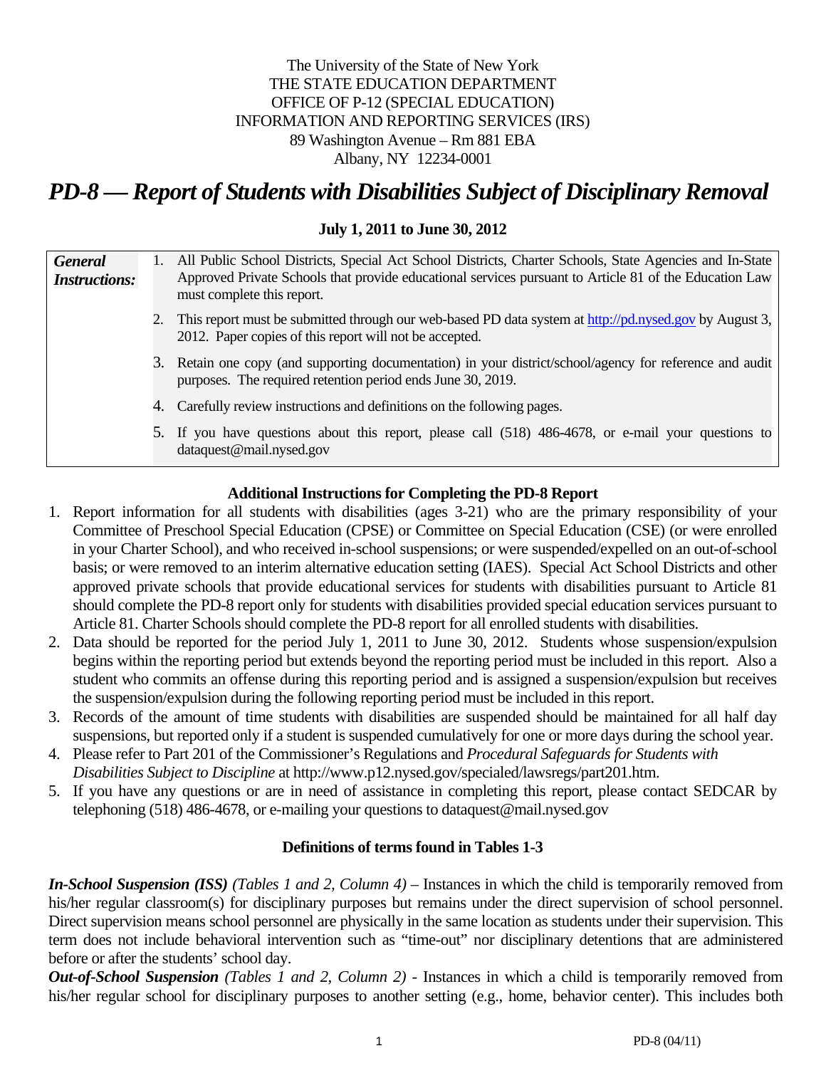The University of the State of New York
THE STATE EDUCATION DEPARTMENT
OFFICE OF P-12 (SPECIAL EDUCATION)
INFORMATION AND REPORTING SERVICES (IRS)
89 Washington Avenue – Rm 881 EBA
Albany, NY 12234-0001

# *PD-8 — Report of Students with Disabilities Subject of Disciplinary Removal*

**July 1, 2011 to June 30, 2012**

| ***General Instructions:*** | |
|---|---|
| | 1. All Public School Districts, Special Act School Districts, Charter Schools, State Agencies and In-State Approved Private Schools that provide educational services pursuant to Article 81 of the Education Law must complete this report. |
| | 2. This report must be submitted through our web-based PD data system at http://pd.nysed.gov by August 3, 2012. Paper copies of this report will not be accepted. |
| | 3. Retain one copy (and supporting documentation) in your district/school/agency for reference and audit purposes. The required retention period ends June 30, 2019. |
| | 4. Carefully review instructions and definitions on the following pages. |
| | 5. If you have questions about this report, please call (518) 486-4678, or e-mail your questions to dataquest@mail.nysed.gov |

### Additional Instructions for Completing the PD-8 Report

1. Report information for all students with disabilities (ages 3-21) who are the primary responsibility of your Committee of Preschool Special Education (CPSE) or Committee on Special Education (CSE) (or were enrolled in your Charter School), and who received in-school suspensions; or were suspended/expelled on an out-of-school basis; or were removed to an interim alternative education setting (IAES). Special Act School Districts and other approved private schools that provide educational services for students with disabilities pursuant to Article 81 should complete the PD-8 report only for students with disabilities provided special education services pursuant to Article 81. Charter Schools should complete the PD-8 report for all enrolled students with disabilities.
2. Data should be reported for the period July 1, 2011 to June 30, 2012. Students whose suspension/expulsion begins within the reporting period but extends beyond the reporting period must be included in this report. Also a student who commits an offense during this reporting period and is assigned a suspension/expulsion but receives the suspension/expulsion during the following reporting period must be included in this report.
3. Records of the amount of time students with disabilities are suspended should be maintained for all half day suspensions, but reported only if a student is suspended cumulatively for one or more days during the school year.
4. Please refer to Part 201 of the Commissioner's Regulations and *Procedural Safeguards for Students with Disabilities Subject to Discipline* at http://www.p12.nysed.gov/specialed/lawsregs/part201.htm.
5. If you have any questions or are in need of assistance in completing this report, please contact SEDCAR by telephoning (518) 486-4678, or e-mailing your questions to dataquest@mail.nysed.gov

### Definitions of terms found in Tables 1-3

***In-School Suspension (ISS)*** *(Tables 1 and 2, Column 4)* – Instances in which the child is temporarily removed from his/her regular classroom(s) for disciplinary purposes but remains under the direct supervision of school personnel. Direct supervision means school personnel are physically in the same location as students under their supervision. This term does not include behavioral intervention such as "time-out" nor disciplinary detentions that are administered before or after the students' school day.

***Out-of-School Suspension*** *(Tables 1 and 2, Column 2)* - Instances in which a child is temporarily removed from his/her regular school for disciplinary purposes to another setting (e.g., home, behavior center). This includes both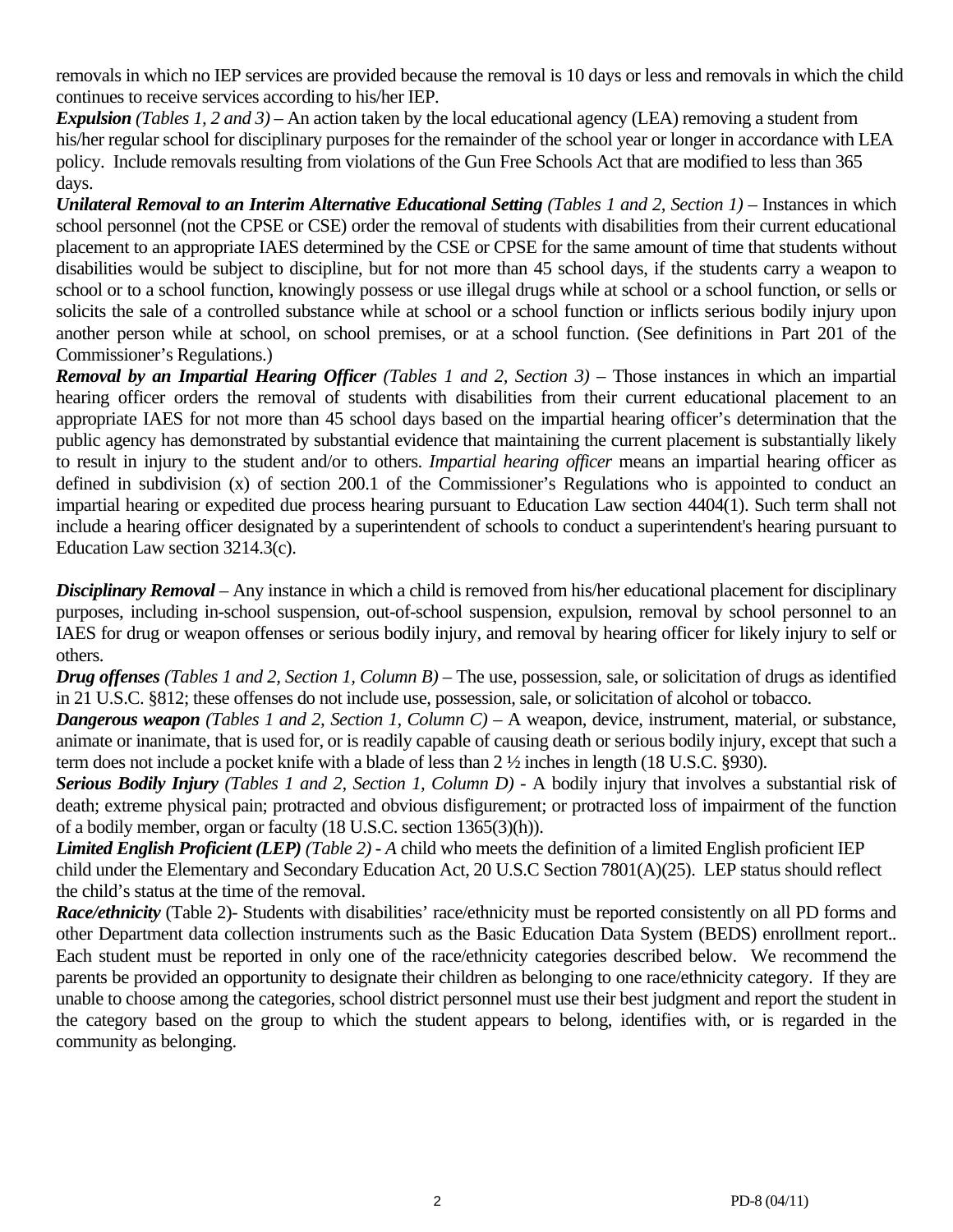removals in which no IEP services are provided because the removal is 10 days or less and removals in which the child continues to receive services according to his/her IEP.

***Expulsion*** *(Tables 1, 2 and 3)* – An action taken by the local educational agency (LEA) removing a student from his/her regular school for disciplinary purposes for the remainder of the school year or longer in accordance with LEA policy. Include removals resulting from violations of the Gun Free Schools Act that are modified to less than 365 days.

***Unilateral Removal to an Interim Alternative Educational Setting*** *(Tables 1 and 2, Section 1)* – Instances in which school personnel (not the CPSE or CSE) order the removal of students with disabilities from their current educational placement to an appropriate IAES determined by the CSE or CPSE for the same amount of time that students without disabilities would be subject to discipline, but for not more than 45 school days, if the students carry a weapon to school or to a school function, knowingly possess or use illegal drugs while at school or a school function, or sells or solicits the sale of a controlled substance while at school or a school function or inflicts serious bodily injury upon another person while at school, on school premises, or at a school function. (See definitions in Part 201 of the Commissioner's Regulations.)

***Removal by an Impartial Hearing Officer*** *(Tables 1 and 2, Section 3)* – Those instances in which an impartial hearing officer orders the removal of students with disabilities from their current educational placement to an appropriate IAES for not more than 45 school days based on the impartial hearing officer's determination that the public agency has demonstrated by substantial evidence that maintaining the current placement is substantially likely to result in injury to the student and/or to others. *Impartial hearing officer* means an impartial hearing officer as defined in subdivision (x) of section 200.1 of the Commissioner's Regulations who is appointed to conduct an impartial hearing or expedited due process hearing pursuant to Education Law section 4404(1). Such term shall not include a hearing officer designated by a superintendent of schools to conduct a superintendent's hearing pursuant to Education Law section 3214.3(c).

***Disciplinary Removal*** – Any instance in which a child is removed from his/her educational placement for disciplinary purposes, including in-school suspension, out-of-school suspension, expulsion, removal by school personnel to an IAES for drug or weapon offenses or serious bodily injury, and removal by hearing officer for likely injury to self or others.

***Drug offenses*** *(Tables 1 and 2, Section 1, Column B)* – The use, possession, sale, or solicitation of drugs as identified in 21 U.S.C. §812; these offenses do not include use, possession, sale, or solicitation of alcohol or tobacco.

***Dangerous weapon*** *(Tables 1 and 2, Section 1, Column C)* – A weapon, device, instrument, material, or substance, animate or inanimate, that is used for, or is readily capable of causing death or serious bodily injury, except that such a term does not include a pocket knife with a blade of less than 2 ½ inches in length (18 U.S.C. §930).

***Serious Bodily Injury*** *(Tables 1 and 2, Section 1, Column D)* - A bodily injury that involves a substantial risk of death; extreme physical pain; protracted and obvious disfigurement; or protracted loss of impairment of the function of a bodily member, organ or faculty (18 U.S.C. section 1365(3)(h)).

***Limited English Proficient (LEP)*** *(Table 2) - A* child who meets the definition of a limited English proficient IEP child under the Elementary and Secondary Education Act, 20 U.S.C Section 7801(A)(25). LEP status should reflect the child's status at the time of the removal.

***Race/ethnicity*** (Table 2)- Students with disabilities' race/ethnicity must be reported consistently on all PD forms and other Department data collection instruments such as the Basic Education Data System (BEDS) enrollment report.. Each student must be reported in only one of the race/ethnicity categories described below. We recommend the parents be provided an opportunity to designate their children as belonging to one race/ethnicity category. If they are unable to choose among the categories, school district personnel must use their best judgment and report the student in the category based on the group to which the student appears to belong, identifies with, or is regarded in the community as belonging.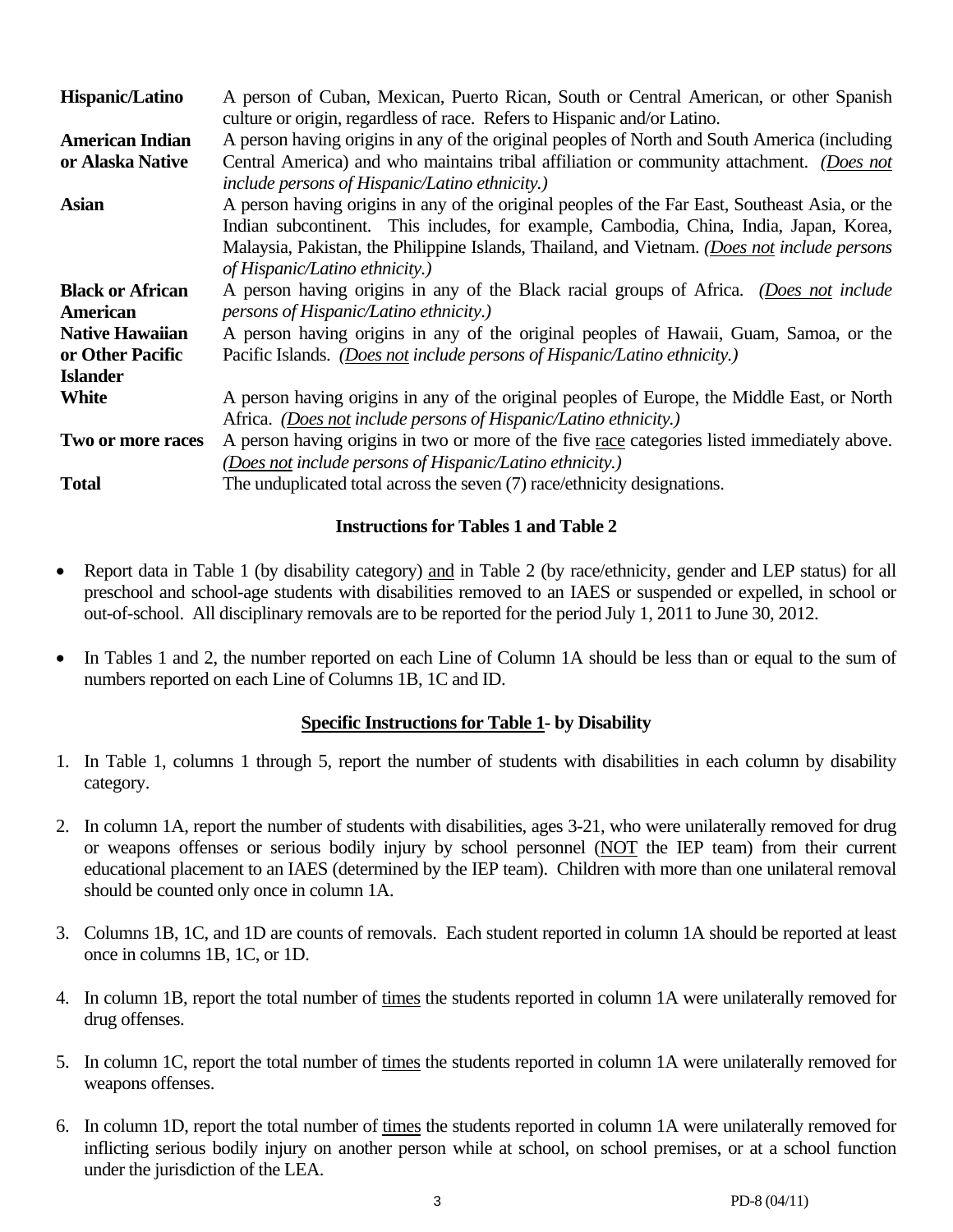| | |
|---|---|
| **Hispanic/Latino** | A person of Cuban, Mexican, Puerto Rican, South or Central American, or other Spanish culture or origin, regardless of race. Refers to Hispanic and/or Latino. |
| **American Indian or Alaska Native** | A person having origins in any of the original peoples of North and South America (including Central America) and who maintains tribal affiliation or community attachment. *(Does not include persons of Hispanic/Latino ethnicity.)* |
| **Asian** | A person having origins in any of the original peoples of the Far East, Southeast Asia, or the Indian subcontinent. This includes, for example, Cambodia, China, India, Japan, Korea, Malaysia, Pakistan, the Philippine Islands, Thailand, and Vietnam. *(Does not include persons of Hispanic/Latino ethnicity.)* |
| **Black or African American** | A person having origins in any of the Black racial groups of Africa. *(Does not include persons of Hispanic/Latino ethnicity.)* |
| **Native Hawaiian or Other Pacific Islander** | A person having origins in any of the original peoples of Hawaii, Guam, Samoa, or the Pacific Islands. *(Does not include persons of Hispanic/Latino ethnicity.)* |
| **White** | A person having origins in any of the original peoples of Europe, the Middle East, or North Africa. *(Does not include persons of Hispanic/Latino ethnicity.)* |
| **Two or more races** | A person having origins in two or more of the five race categories listed immediately above. *(Does not include persons of Hispanic/Latino ethnicity.)* |
| **Total** | The unduplicated total across the seven (7) race/ethnicity designations. |

**Instructions for Tables 1 and Table 2**

- Report data in Table 1 (by disability category) and in Table 2 (by race/ethnicity, gender and LEP status) for all preschool and school-age students with disabilities removed to an IAES or suspended or expelled, in school or out-of-school. All disciplinary removals are to be reported for the period July 1, 2011 to June 30, 2012.
- In Tables 1 and 2, the number reported on each Line of Column 1A should be less than or equal to the sum of numbers reported on each Line of Columns 1B, 1C and ID.

**Specific Instructions for Table 1- by Disability**

1. In Table 1, columns 1 through 5, report the number of students with disabilities in each column by disability category.
2. In column 1A, report the number of students with disabilities, ages 3-21, who were unilaterally removed for drug or weapons offenses or serious bodily injury by school personnel (NOT the IEP team) from their current educational placement to an IAES (determined by the IEP team). Children with more than one unilateral removal should be counted only once in column 1A.
3. Columns 1B, 1C, and 1D are counts of removals. Each student reported in column 1A should be reported at least once in columns 1B, 1C, or 1D.
4. In column 1B, report the total number of times the students reported in column 1A were unilaterally removed for drug offenses.
5. In column 1C, report the total number of times the students reported in column 1A were unilaterally removed for weapons offenses.
6. In column 1D, report the total number of times the students reported in column 1A were unilaterally removed for inflicting serious bodily injury on another person while at school, on school premises, or at a school function under the jurisdiction of the LEA.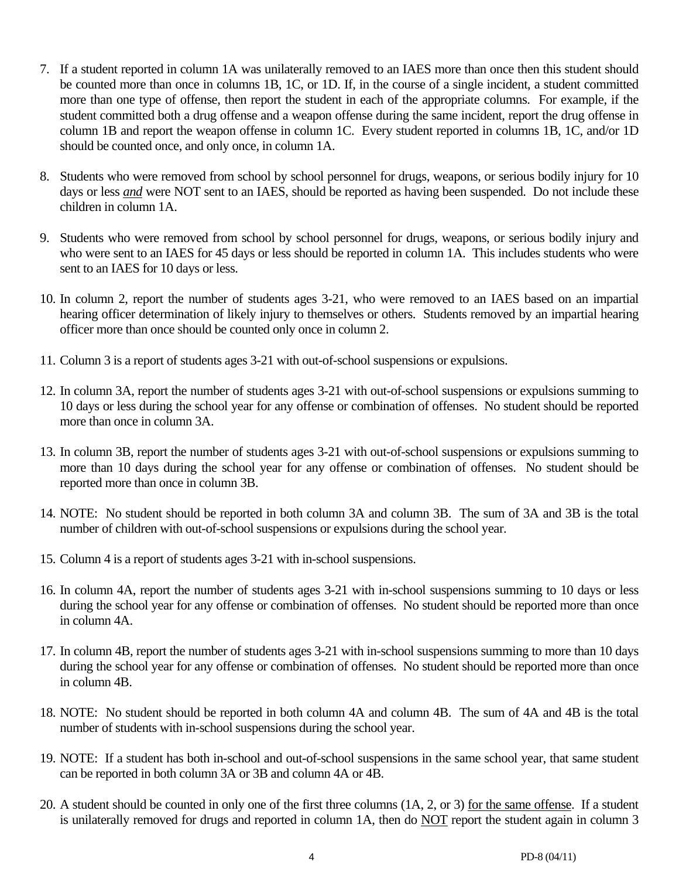7. If a student reported in column 1A was unilaterally removed to an IAES more than once then this student should be counted more than once in columns 1B, 1C, or 1D. If, in the course of a single incident, a student committed more than one type of offense, then report the student in each of the appropriate columns. For example, if the student committed both a drug offense and a weapon offense during the same incident, report the drug offense in column 1B and report the weapon offense in column 1C. Every student reported in columns 1B, 1C, and/or 1D should be counted once, and only once, in column 1A.

8. Students who were removed from school by school personnel for drugs, weapons, or serious bodily injury for 10 days or less ***and*** were NOT sent to an IAES, should be reported as having been suspended. Do not include these children in column 1A.

9. Students who were removed from school by school personnel for drugs, weapons, or serious bodily injury and who were sent to an IAES for 45 days or less should be reported in column 1A. This includes students who were sent to an IAES for 10 days or less.

10. In column 2, report the number of students ages 3-21, who were removed to an IAES based on an impartial hearing officer determination of likely injury to themselves or others. Students removed by an impartial hearing officer more than once should be counted only once in column 2.

11. Column 3 is a report of students ages 3-21 with out-of-school suspensions or expulsions.

12. In column 3A, report the number of students ages 3-21 with out-of-school suspensions or expulsions summing to 10 days or less during the school year for any offense or combination of offenses. No student should be reported more than once in column 3A.

13. In column 3B, report the number of students ages 3-21 with out-of-school suspensions or expulsions summing to more than 10 days during the school year for any offense or combination of offenses. No student should be reported more than once in column 3B.

14. NOTE: No student should be reported in both column 3A and column 3B. The sum of 3A and 3B is the total number of children with out-of-school suspensions or expulsions during the school year.

15. Column 4 is a report of students ages 3-21 with in-school suspensions.

16. In column 4A, report the number of students ages 3-21 with in-school suspensions summing to 10 days or less during the school year for any offense or combination of offenses. No student should be reported more than once in column 4A.

17. In column 4B, report the number of students ages 3-21 with in-school suspensions summing to more than 10 days during the school year for any offense or combination of offenses. No student should be reported more than once in column 4B.

18. NOTE: No student should be reported in both column 4A and column 4B. The sum of 4A and 4B is the total number of students with in-school suspensions during the school year.

19. NOTE: If a student has both in-school and out-of-school suspensions in the same school year, that same student can be reported in both column 3A or 3B and column 4A or 4B.

20. A student should be counted in only one of the first three columns (1A, 2, or 3) <u>for the same offense</u>. If a student is unilaterally removed for drugs and reported in column 1A, then do <u>NOT</u> report the student again in column 3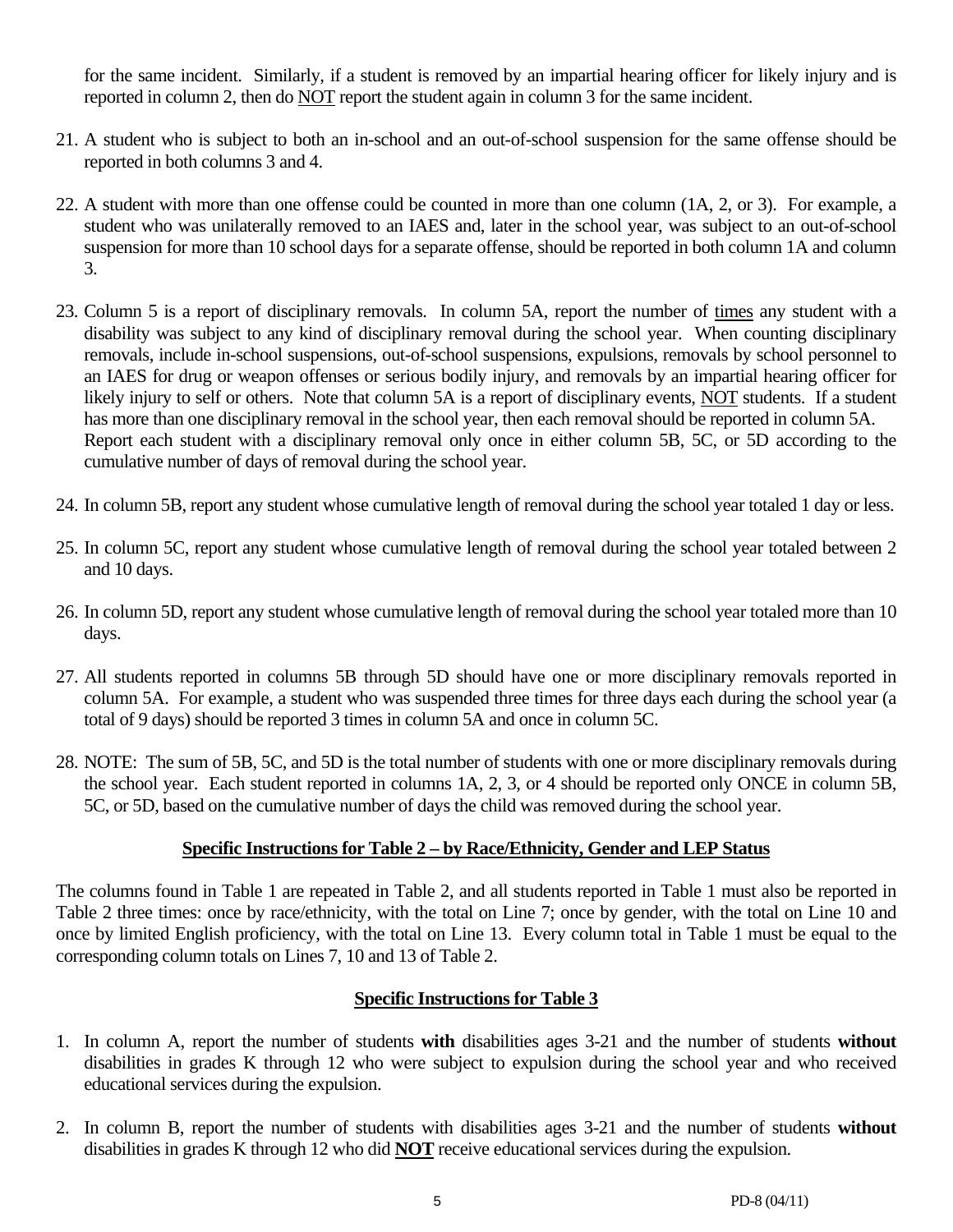for the same incident. Similarly, if a student is removed by an impartial hearing officer for likely injury and is reported in column 2, then do <u>NOT</u> report the student again in column 3 for the same incident.

21. A student who is subject to both an in-school and an out-of-school suspension for the same offense should be reported in both columns 3 and 4.

22. A student with more than one offense could be counted in more than one column (1A, 2, or 3). For example, a student who was unilaterally removed to an IAES and, later in the school year, was subject to an out-of-school suspension for more than 10 school days for a separate offense, should be reported in both column 1A and column 3.

23. Column 5 is a report of disciplinary removals. In column 5A, report the number of <u>times</u> any student with a disability was subject to any kind of disciplinary removal during the school year. When counting disciplinary removals, include in-school suspensions, out-of-school suspensions, expulsions, removals by school personnel to an IAES for drug or weapon offenses or serious bodily injury, and removals by an impartial hearing officer for likely injury to self or others. Note that column 5A is a report of disciplinary events, <u>NOT</u> students. If a student has more than one disciplinary removal in the school year, then each removal should be reported in column 5A. Report each student with a disciplinary removal only once in either column 5B, 5C, or 5D according to the cumulative number of days of removal during the school year.

24. In column 5B, report any student whose cumulative length of removal during the school year totaled 1 day or less.

25. In column 5C, report any student whose cumulative length of removal during the school year totaled between 2 and 10 days.

26. In column 5D, report any student whose cumulative length of removal during the school year totaled more than 10 days.

27. All students reported in columns 5B through 5D should have one or more disciplinary removals reported in column 5A. For example, a student who was suspended three times for three days each during the school year (a total of 9 days) should be reported 3 times in column 5A and once in column 5C.

28. NOTE: The sum of 5B, 5C, and 5D is the total number of students with one or more disciplinary removals during the school year. Each student reported in columns 1A, 2, 3, or 4 should be reported only ONCE in column 5B, 5C, or 5D, based on the cumulative number of days the child was removed during the school year.

## <u>Specific Instructions for Table 2 – by Race/Ethnicity, Gender and LEP Status</u>

The columns found in Table 1 are repeated in Table 2, and all students reported in Table 1 must also be reported in Table 2 three times: once by race/ethnicity, with the total on Line 7; once by gender, with the total on Line 10 and once by limited English proficiency, with the total on Line 13. Every column total in Table 1 must be equal to the corresponding column totals on Lines 7, 10 and 13 of Table 2.

## <u>Specific Instructions for Table 3</u>

1. In column A, report the number of students **with** disabilities ages 3-21 and the number of students **without** disabilities in grades K through 12 who were subject to expulsion during the school year and who received educational services during the expulsion.

2. In column B, report the number of students with disabilities ages 3-21 and the number of students **without** disabilities in grades K through 12 who did **<u>NOT</u>** receive educational services during the expulsion.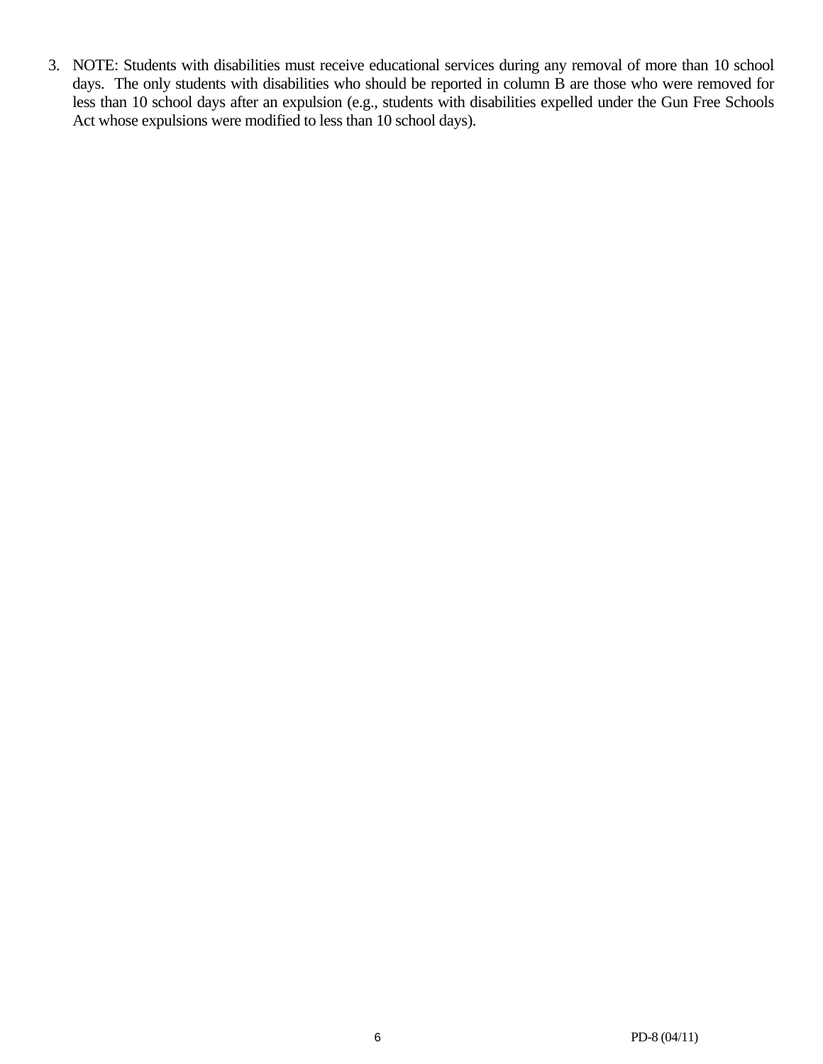3. NOTE: Students with disabilities must receive educational services during any removal of more than 10 school days. The only students with disabilities who should be reported in column B are those who were removed for less than 10 school days after an expulsion (e.g., students with disabilities expelled under the Gun Free Schools Act whose expulsions were modified to less than 10 school days).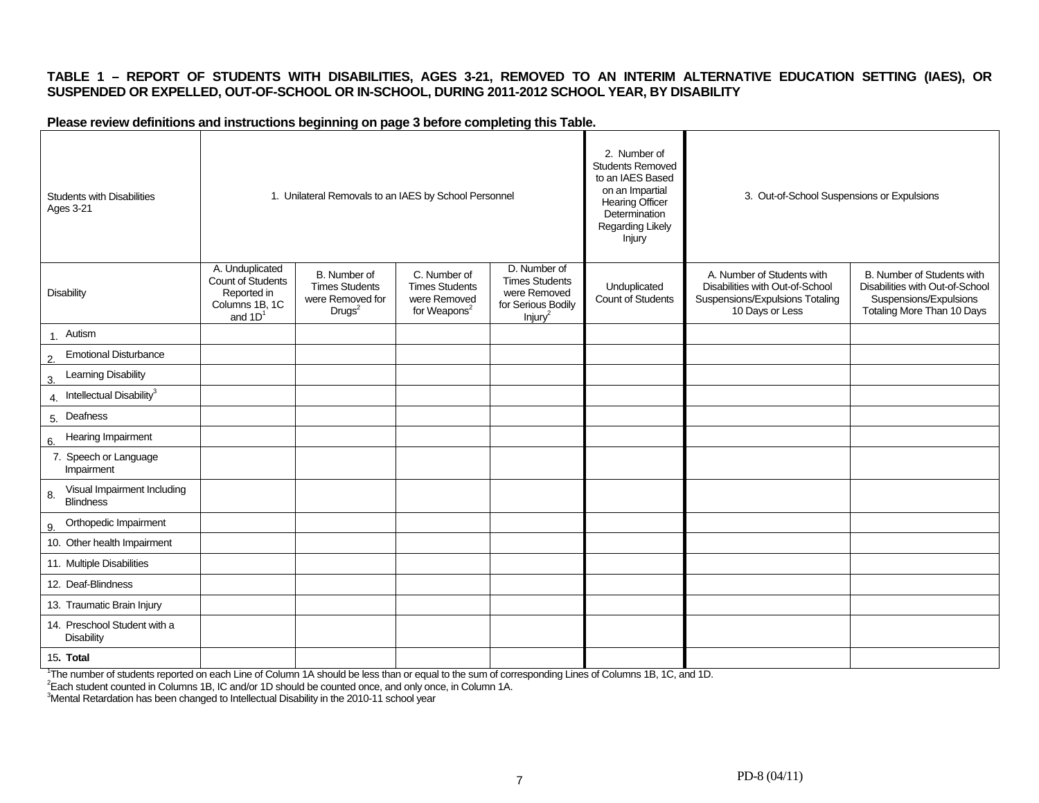**TABLE 1 – REPORT OF STUDENTS WITH DISABILITIES, AGES 3-21, REMOVED TO AN INTERIM ALTERNATIVE EDUCATION SETTING (IAES), OR SUSPENDED OR EXPELLED, OUT-OF-SCHOOL OR IN-SCHOOL, DURING 2011-2012 SCHOOL YEAR, BY DISABILITY**

**Please review definitions and instructions beginning on page 3 before completing this Table.**

| Students with Disabilities Ages 3-21 | 1. Unilateral Removals to an IAES by School Personnel | | | | 2. Number of Students Removed to an IAES Based on an Impartial Hearing Officer Determination Regarding Likely Injury | 3. Out-of-School Suspensions or Expulsions | |
|---|---|---|---|---|---|---|---|
| Disability | A. Unduplicated Count of Students Reported in Columns 1B, 1C and 1D[1] | B. Number of Times Students were Removed for Drugs[2] | C. Number of Times Students were Removed for Weapons[2] | D. Number of Times Students were Removed for Serious Bodily Injury[2] | Unduplicated Count of Students | A. Number of Students with Disabilities with Out-of-School Suspensions/Expulsions Totaling 10 Days or Less | B. Number of Students with Disabilities with Out-of-School Suspensions/Expulsions Totaling More Than 10 Days |
| 1. Autism | | | | | | | |
| 2. Emotional Disturbance | | | | | | | |
| 3. Learning Disability | | | | | | | |
| 4. Intellectual Disability[3] | | | | | | | |
| 5. Deafness | | | | | | | |
| 6. Hearing Impairment | | | | | | | |
| 7. Speech or Language Impairment | | | | | | | |
| 8. Visual Impairment Including Blindness | | | | | | | |
| 9. Orthopedic Impairment | | | | | | | |
| 10. Other health Impairment | | | | | | | |
| 11. Multiple Disabilities | | | | | | | |
| 12. Deaf-Blindness | | | | | | | |
| 13. Traumatic Brain Injury | | | | | | | |
| 14. Preschool Student with a Disability | | | | | | | |
| 15. **Total** | | | | | | | |

[1]The number of students reported on each Line of Column 1A should be less than or equal to the sum of corresponding Lines of Columns 1B, 1C, and 1D.
[2]Each student counted in Columns 1B, IC and/or 1D should be counted once, and only once, in Column 1A.
[3]Mental Retardation has been changed to Intellectual Disability in the 2010-11 school year

PD-8 (04/11)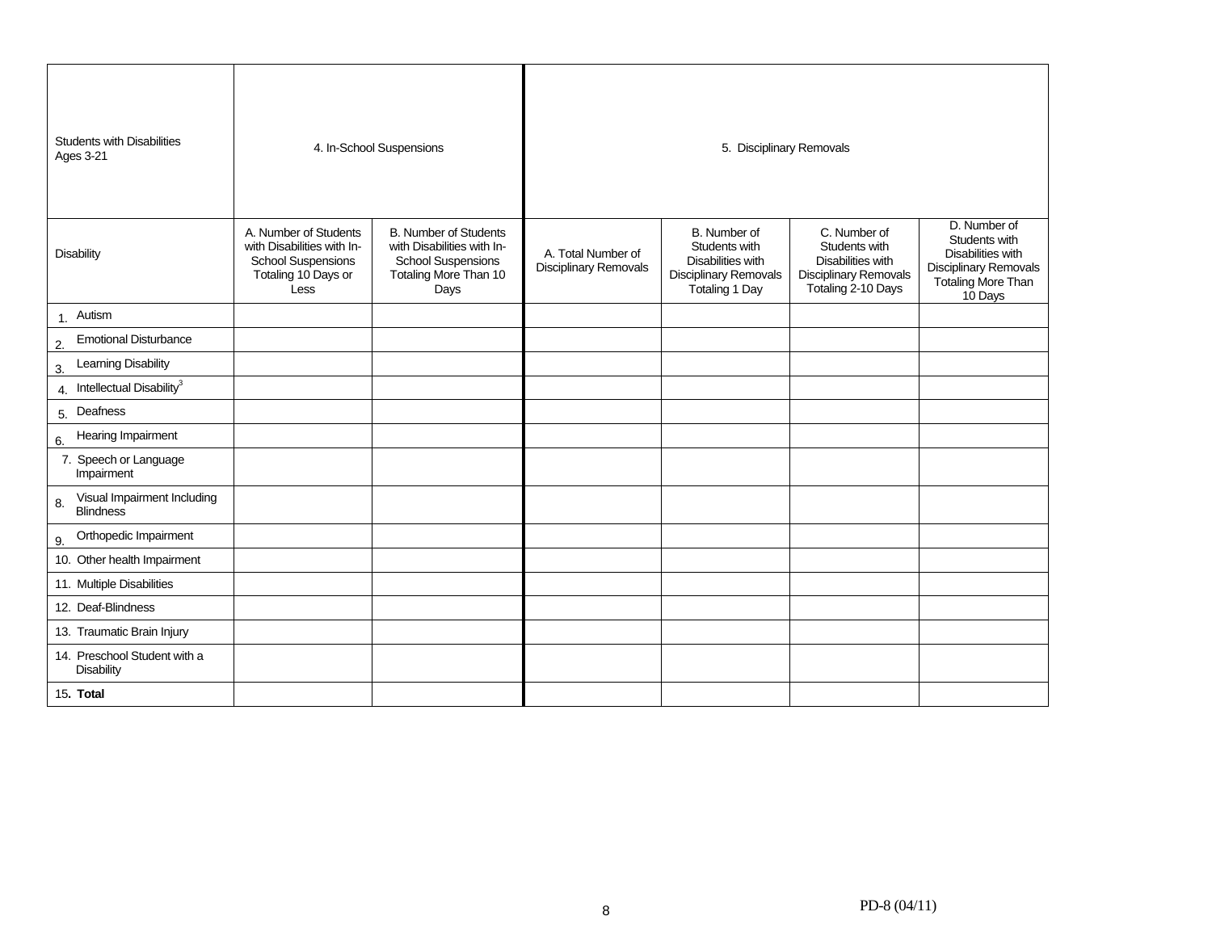| Students with Disabilities Ages 3-21 | 4. In-School Suspensions | | 5. Disciplinary Removals | | | |
|---|---|---|---|---|---|---|
| Disability | A. Number of Students with Disabilities with In-School Suspensions Totaling 10 Days or Less | B. Number of Students with Disabilities with In-School Suspensions Totaling More Than 10 Days | A. Total Number of Disciplinary Removals | B. Number of Students with Disabilities with Disciplinary Removals Totaling 1 Day | C. Number of Students with Disabilities with Disciplinary Removals Totaling 2-10 Days | D. Number of Students with Disabilities with Disciplinary Removals Totaling More Than 10 Days |
| 1. Autism | | | | | | |
| 2. Emotional Disturbance | | | | | | |
| 3. Learning Disability | | | | | | |
| 4. Intellectual Disability[3] | | | | | | |
| 5. Deafness | | | | | | |
| 6. Hearing Impairment | | | | | | |
| 7. Speech or Language Impairment | | | | | | |
| 8. Visual Impairment Including Blindness | | | | | | |
| 9. Orthopedic Impairment | | | | | | |
| 10. Other health Impairment | | | | | | |
| 11. Multiple Disabilities | | | | | | |
| 12. Deaf-Blindness | | | | | | |
| 13. Traumatic Brain Injury | | | | | | |
| 14. Preschool Student with a Disability | | | | | | |
| 15. **Total** | | | | | | |

PD-8 (04/11)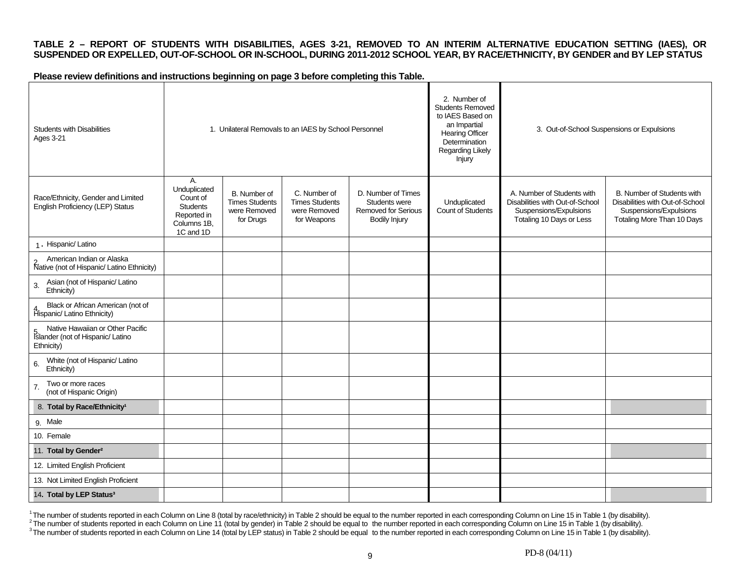**TABLE 2 – REPORT OF STUDENTS WITH DISABILITIES, AGES 3-21, REMOVED TO AN INTERIM ALTERNATIVE EDUCATION SETTING (IAES), OR SUSPENDED OR EXPELLED, OUT-OF-SCHOOL OR IN-SCHOOL, DURING 2011-2012 SCHOOL YEAR, BY RACE/ETHNICITY, BY GENDER and BY LEP STATUS**

**Please review definitions and instructions beginning on page 3 before completing this Table.**

| Students with Disabilities Ages 3-21 | 1. Unilateral Removals to an IAES by School Personnel | | | | 2. Number of Students Removed to IAES Based on an Impartial Hearing Officer Determination Regarding Likely Injury | 3. Out-of-School Suspensions or Expulsions | |
|---|---|---|---|---|---|---|---|
| Race/Ethnicity, Gender and Limited English Proficiency (LEP) Status | A. Unduplicated Count of Students Reported in Columns 1B, 1C and 1D | B. Number of Times Students were Removed for Drugs | C. Number of Times Students were Removed for Weapons | D. Number of Times Students were Removed for Serious Bodily Injury | Unduplicated Count of Students | A. Number of Students with Disabilities with Out-of-School Suspensions/Expulsions Totaling 10 Days or Less | B. Number of Students with Disabilities with Out-of-School Suspensions/Expulsions Totaling More Than 10 Days |
| 1. Hispanic/ Latino | | | | | | | |
| 2. American Indian or Alaska Native (not of Hispanic/ Latino Ethnicity) | | | | | | | |
| 3. Asian (not of Hispanic/ Latino Ethnicity) | | | | | | | |
| 4. Black or African American (not of Hispanic/ Latino Ethnicity) | | | | | | | |
| 5. Native Hawaiian or Other Pacific Islander (not of Hispanic/ Latino Ethnicity) | | | | | | | |
| 6. White (not of Hispanic/ Latino Ethnicity) | | | | | | | |
| 7. Two or more races (not of Hispanic Origin) | | | | | | | |
| 8. **Total by Race/Ethnicity[1]** | | | | | | | |
| 9. Male | | | | | | | |
| 10. Female | | | | | | | |
| 11. **Total by Gender[2]** | | | | | | | |
| 12. Limited English Proficient | | | | | | | |
| 13. Not Limited English Proficient | | | | | | | |
| 14. **Total by LEP Status[3]** | | | | | | | |

[1] The number of students reported in each Column on Line 8 (total by race/ethnicity) in Table 2 should be equal to the number reported in each corresponding Column on Line 15 in Table 1 (by disability).
[2] The number of students reported in each Column on Line 11 (total by gender) in Table 2 should be equal to the number reported in each corresponding Column on Line 15 in Table 1 (by disability).
[3] The number of students reported in each Column on Line 14 (total by LEP status) in Table 2 should be equal to the number reported in each corresponding Column on Line 15 in Table 1 (by disability).

PD-8 (04/11)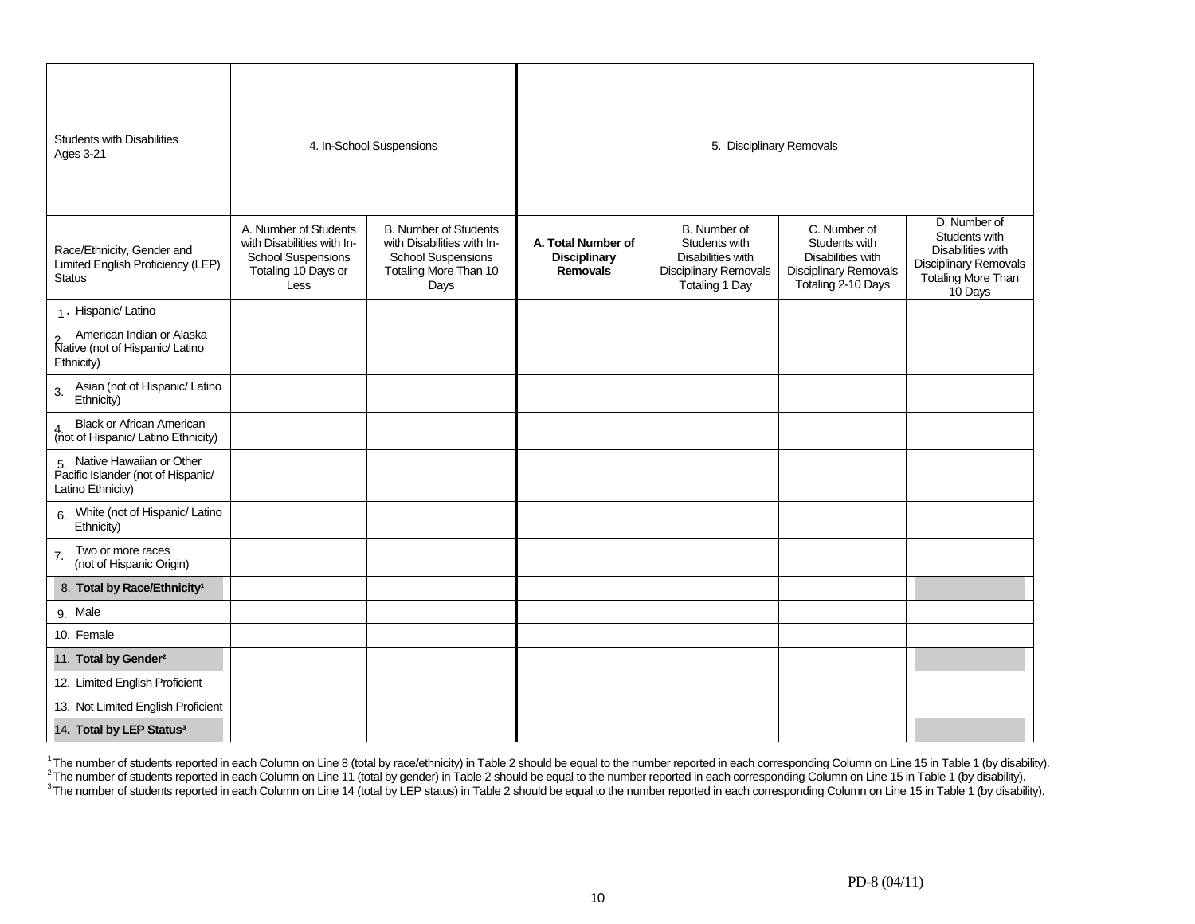| Students with Disabilities Ages 3-21 | 4. In-School Suspensions | | 5. Disciplinary Removals | | | |
|---|---|---|---|---|---|---|
| Race/Ethnicity, Gender and Limited English Proficiency (LEP) Status | A. Number of Students with Disabilities with In-School Suspensions Totaling 10 Days or Less | B. Number of Students with Disabilities with In-School Suspensions Totaling More Than 10 Days | **A. Total Number of Disciplinary Removals** | B. Number of Students with Disabilities with Disciplinary Removals Totaling 1 Day | C. Number of Students with Disabilities with Disciplinary Removals Totaling 2-10 Days | D. Number of Students with Disabilities with Disciplinary Removals Totaling More Than 10 Days |
| 1. Hispanic/ Latino | | | | | | |
| 2. American Indian or Alaska Native (not of Hispanic/ Latino Ethnicity) | | | | | | |
| 3. Asian (not of Hispanic/ Latino Ethnicity) | | | | | | |
| 4. Black or African American (not of Hispanic/ Latino Ethnicity) | | | | | | |
| 5. Native Hawaiian or Other Pacific Islander (not of Hispanic/ Latino Ethnicity) | | | | | | |
| 6. White (not of Hispanic/ Latino Ethnicity) | | | | | | |
| 7. Two or more races (not of Hispanic Origin) | | | | | | |
| 8. **Total by Race/Ethnicity[1]** | | | | | | |
| 9. Male | | | | | | |
| 10. Female | | | | | | |
| 11. **Total by Gender[2]** | | | | | | |
| 12. Limited English Proficient | | | | | | |
| 13. Not Limited English Proficient | | | | | | |
| 14. **Total by LEP Status[3]** | | | | | | |

[1] The number of students reported in each Column on Line 8 (total by race/ethnicity) in Table 2 should be equal to the number reported in each corresponding Column on Line 15 in Table 1 (by disability).
[2] The number of students reported in each Column on Line 11 (total by gender) in Table 2 should be equal to the number reported in each corresponding Column on Line 15 in Table 1 (by disability).
[3] The number of students reported in each Column on Line 14 (total by LEP status) in Table 2 should be equal to the number reported in each corresponding Column on Line 15 in Table 1 (by disability).

PD-8 (04/11)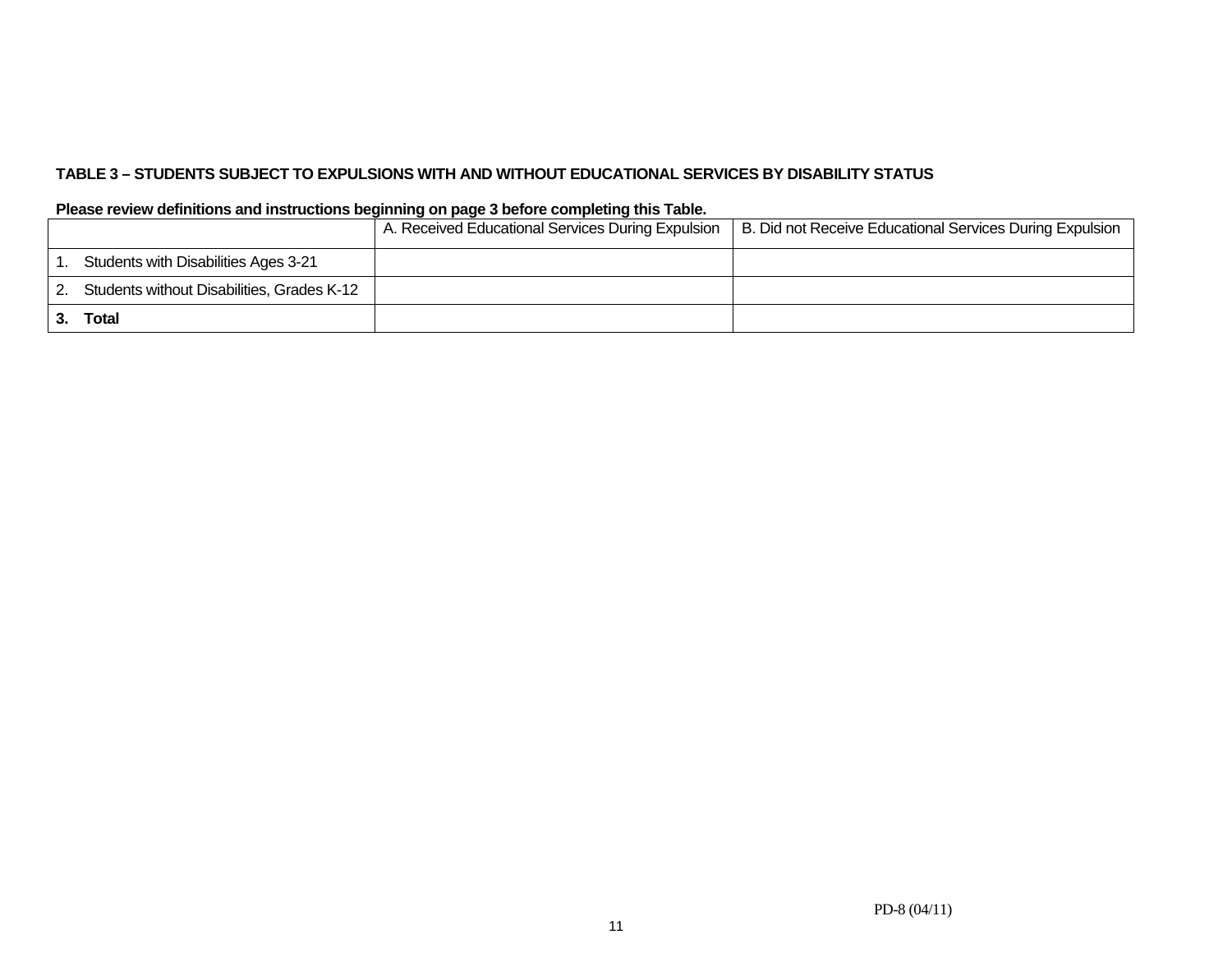**TABLE 3 – STUDENTS SUBJECT TO EXPULSIONS WITH AND WITHOUT EDUCATIONAL SERVICES BY DISABILITY STATUS**

**Please review definitions and instructions beginning on page 3 before completing this Table.**

| | A. Received Educational Services During Expulsion | B. Did not Receive Educational Services During Expulsion |
|---|---|---|
| 1. Students with Disabilities Ages 3-21 | | |
| 2. Students without Disabilities, Grades K-12 | | |
| **3. Total** | | |

PD-8 (04/11)